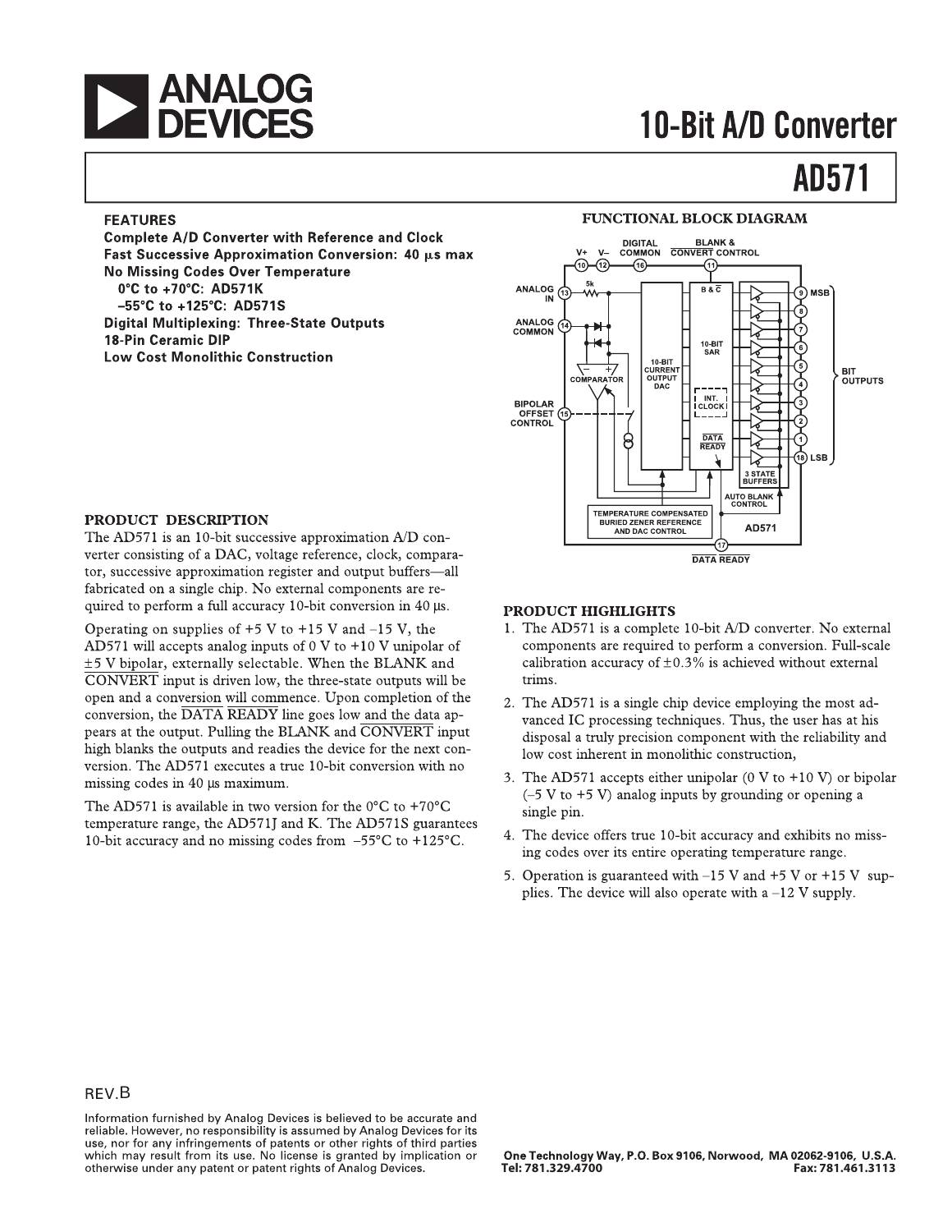# 10-Bit A/D Converter

# AD571

## FEATURES

**Complete A/D Converter with Reference and Clock**
**Fast Successive Approximation Conversion: 40 μs max**
**No Missing Codes Over Temperature**
**0°C to +70°C: AD571K**
**–55°C to +125°C: AD571S**
**Digital Multiplexing: Three-State Outputs**
**18-Pin Ceramic DIP**
**Low Cost Monolithic Construction**

## FUNCTIONAL BLOCK DIAGRAM

V+ V– DIGITAL COMMON BLANK & CONVERT CONTROL
10 12 16 11
ANALOG IN 13
5k
ANALOG COMMON 14
COMPARATOR
BIPOLAR OFFSET CONTROL 15
10-BIT CURRENT OUTPUT DAC
B & C
10-BIT SAR
INT. CLOCK
DATA READY
3 STATE BUFFERS
AUTO BLANK CONTROL
TEMPERATURE COMPENSATED BURIED ZENER REFERENCE AND DAC CONTROL
AD571
17
DATA READY
9 MSB
8
7
6
5
4
3
2
1
18 LSB
BIT OUTPUTS

## PRODUCT DESCRIPTION

The AD571 is an 10-bit successive approximation A/D converter consisting of a DAC, voltage reference, clock, comparator, successive approximation register and output buffers—all fabricated on a single chip. No external components are required to perform a full accuracy 10-bit conversion in 40 μs.

Operating on supplies of +5 V to +15 V and –15 V, the AD571 will accepts analog inputs of 0 V to +10 V unipolar of ±5 V bipolar, externally selectable. When the BLANK and CONVERT input is driven low, the three-state outputs will be open and a conversion will commence. Upon completion of the conversion, the DATA READY line goes low and the data appears at the output. Pulling the BLANK and CONVERT input high blanks the outputs and readies the device for the next conversion. The AD571 executes a true 10-bit conversion with no missing codes in 40 μs maximum.

The AD571 is available in two version for the 0°C to +70°C temperature range, the AD571J and K. The AD571S guarantees 10-bit accuracy and no missing codes from –55°C to +125°C.

## PRODUCT HIGHLIGHTS

1. The AD571 is a complete 10-bit A/D converter. No external components are required to perform a conversion. Full-scale calibration accuracy of ±0.3% is achieved without external trims.
2. The AD571 is a single chip device employing the most advanced IC processing techniques. Thus, the user has at his disposal a truly precision component with the reliability and low cost inherent in monolithic construction,
3. The AD571 accepts either unipolar (0 V to +10 V) or bipolar (–5 V to +5 V) analog inputs by grounding or opening a single pin.
4. The device offers true 10-bit accuracy and exhibits no missing codes over its entire operating temperature range.
5. Operation is guaranteed with –15 V and +5 V or +15 V supplies. The device will also operate with a –12 V supply.

REV.B

Information furnished by Analog Devices is believed to be accurate and reliable. However, no responsibility is assumed by Analog Devices for its use, nor for any infringements of patents or other rights of third parties which may result from its use. No license is granted by implication or otherwise under any patent or patent rights of Analog Devices.

One Technology Way, P.O. Box 9106, Norwood, MA 02062-9106, U.S.A.
Tel: 781.329.4700 Fax: 781.461.3113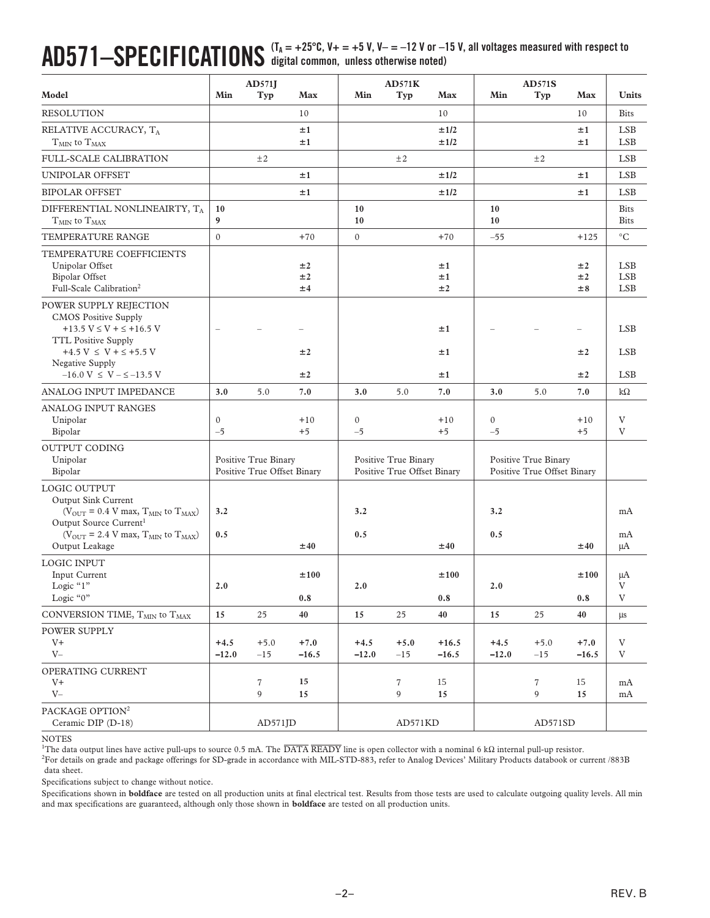# AD571—SPECIFICATIONS

($T_A$ = +25°C, V+ = +5 V, V– = –12 V or –15 V, all voltages measured with respect to digital common, unless otherwise noted)

| Model | AD571J Min | AD571J Typ | AD571J Max | AD571K Min | AD571K Typ | AD571K Max | AD571S Min | AD571S Typ | AD571S Max | Units |
|---|---|---|---|---|---|---|---|---|---|---|
| RESOLUTION | | | 10 | | | 10 | | | 10 | Bits |
| RELATIVE ACCURACY, $T_A$ | | | **±1** | | | **±1/2** | | | **±1** | LSB |
| $T_{MIN}$ to $T_{MAX}$ | | | **±1** | | | **±1/2** | | | **±1** | LSB |
| FULL-SCALE CALIBRATION | | ±2 | | | ±2 | | | ±2 | | LSB |
| UNIPOLAR OFFSET | | | **±1** | | | **±1/2** | | | **±1** | LSB |
| BIPOLAR OFFSET | | | **±1** | | | **±1/2** | | | **±1** | LSB |
| DIFFERENTIAL NONLINEAIRTY, $T_A$ | **10** | | | **10** | | | **10** | | | Bits |
| $T_{MIN}$ to $T_{MAX}$ | **9** | | | **10** | | | **10** | | | Bits |
| TEMPERATURE RANGE | 0 | | +70 | 0 | | +70 | –55 | | +125 | °C |
| TEMPERATURE COEFFICIENTS | | | | | | | | | | |
| Unipolar Offset | | | **±2** | | | **±1** | | | **±2** | LSB |
| Bipolar Offset | | | **±2** | | | **±1** | | | **±2** | LSB |
| Full-Scale Calibration[2] | | | **±4** | | | **±2** | | | **±8** | LSB |
| POWER SUPPLY REJECTION | | | | | | | | | | |
| CMOS Positive Supply +13.5 V ≤ V + ≤ +16.5 V | – | – | – | | | **±1** | – | – | – | LSB |
| TTL Positive Supply +4.5 V ≤ V + ≤ +5.5 V | | | **±2** | | | **±1** | | | **±2** | LSB |
| Negative Supply –16.0 V ≤ V – ≤ –13.5 V | | | **±2** | | | **±1** | | | **±2** | LSB |
| ANALOG INPUT IMPEDANCE | **3.0** | 5.0 | **7.0** | **3.0** | 5.0 | **7.0** | **3.0** | 5.0 | **7.0** | kΩ |
| ANALOG INPUT RANGES | | | | | | | | | | |
| Unipolar | 0 | | +10 | 0 | | +10 | 0 | | +10 | V |
| Bipolar | –5 | | +5 | –5 | | +5 | –5 | | +5 | V |
| OUTPUT CODING | | | | | | | | | | |
| Unipolar | Positive True Binary | | | Positive True Binary | | | Positive True Binary | | | |
| Bipolar | Positive True Offset Binary | | | Positive True Offset Binary | | | Positive True Offset Binary | | | |
| LOGIC OUTPUT | | | | | | | | | | |
| Output Sink Current ($V_{OUT}$ = 0.4 V max, $T_{MIN}$ to $T_{MAX}$) | **3.2** | | | **3.2** | | | **3.2** | | | mA |
| Output Source Current[1] ($V_{OUT}$ = 2.4 V max, $T_{MIN}$ to $T_{MAX}$) | **0.5** | | | **0.5** | | | **0.5** | | | mA |
| Output Leakage | | | **±40** | | | **±40** | | | **±40** | µA |
| LOGIC INPUT | | | | | | | | | | |
| Input Current | | | **±100** | | | **±100** | | | **±100** | µA |
| Logic "1" | **2.0** | | | **2.0** | | | **2.0** | | | V |
| Logic "0" | | | **0.8** | | | **0.8** | | | **0.8** | V |
| CONVERSION TIME, $T_{MIN}$ to $T_{MAX}$ | **15** | 25 | **40** | **15** | 25 | **40** | **15** | 25 | **40** | µs |
| POWER SUPPLY | | | | | | | | | | |
| V+ | **+4.5** | +5.0 | **+7.0** | **+4.5** | **+5.0** | **+16.5** | **+4.5** | +5.0 | **+7.0** | V |
| V– | **–12.0** | –15 | **–16.5** | **–12.0** | –15 | **–16.5** | **–12.0** | –15 | **–16.5** | V |
| OPERATING CURRENT | | | | | | | | | | |
| V+ | | 7 | **15** | | 7 | 15 | | 7 | 15 | mA |
| V– | | 9 | **15** | | 9 | **15** | | 9 | **15** | mA |
| PACKAGE OPTION[2] | | | | | | | | | | |
| Ceramic DIP (D-18) | | AD571JD | | | AD571KD | | | AD571SD | | |

NOTES

[1]The data output lines have active pull-ups to source 0.5 mA. The $\overline{\text{DATA}}$ $\overline{\text{READY}}$ line is open collector with a nominal 6 kΩ internal pull-up resistor.

[2]For details on grade and package offerings for SD-grade in accordance with MIL-STD-883, refer to Analog Devices' Military Products databook or current /883B data sheet.

Specifications subject to change without notice.

Specifications shown in **boldface** are tested on all production units at final electrical test. Results from those tests are used to calculate outgoing quality levels. All min and max specifications are guaranteed, although only those shown in **boldface** are tested on all production units.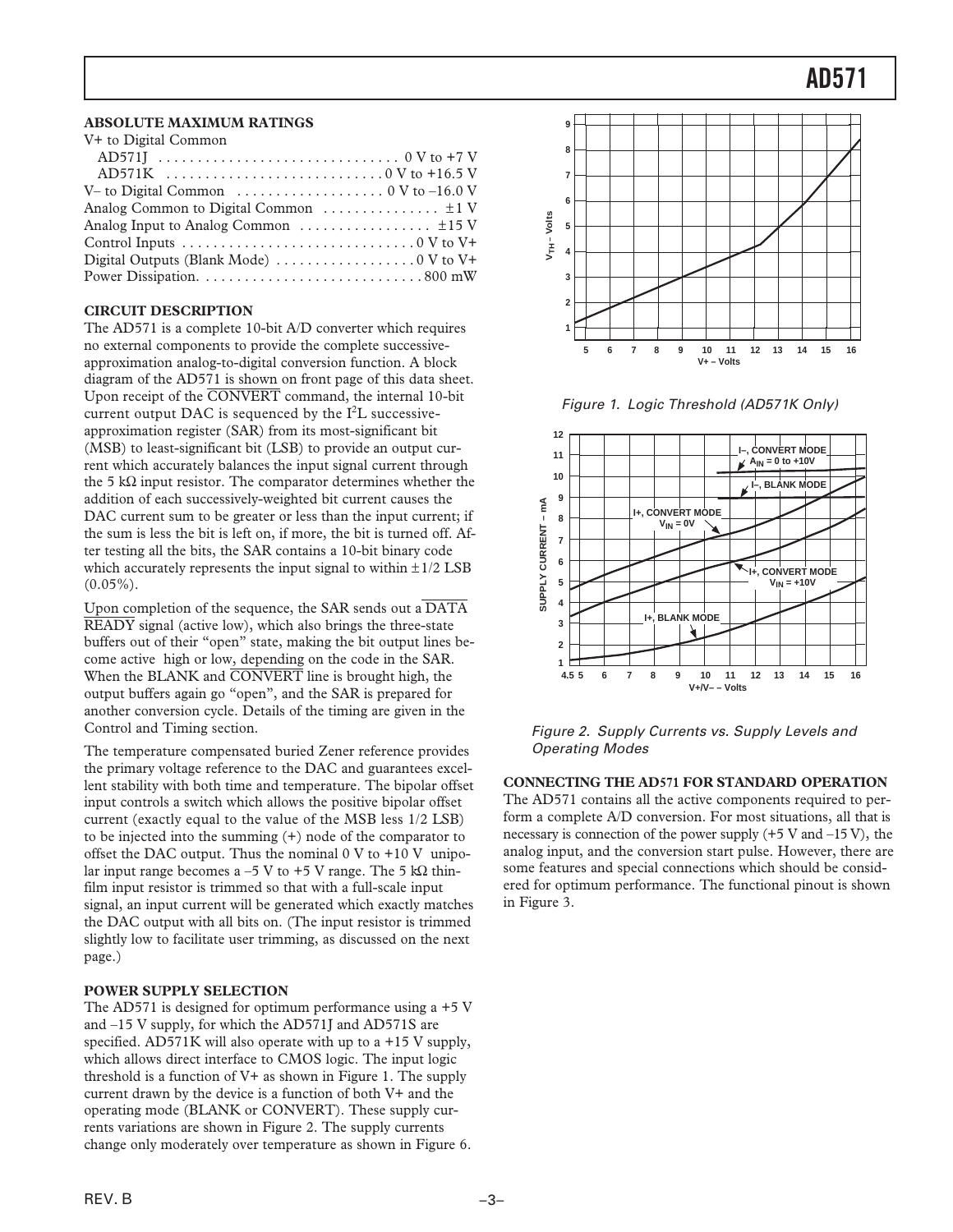## ABSOLUTE MAXIMUM RATINGS

V+ to Digital Common

| | |
|---|---|
| AD571J | 0 V to +7 V |
| AD571K | 0 V to +16.5 V |
| V– to Digital Common | 0 V to –16.0 V |
| Analog Common to Digital Common | ±1 V |
| Analog Input to Analog Common | ±15 V |
| Control Inputs | 0 V to V+ |
| Digital Outputs (Blank Mode) | 0 V to V+ |
| Power Dissipation | 800 mW |

## CIRCUIT DESCRIPTION

The AD571 is a complete 10-bit A/D converter which requires no external components to provide the complete successive-approximation analog-to-digital conversion function. A block diagram of the AD571 is shown on front page of this data sheet. Upon receipt of the $\overline{\text{CONVERT}}$ command, the internal 10-bit current output DAC is sequenced by the $I^2L$ successive-approximation register (SAR) from its most-significant bit (MSB) to least-significant bit (LSB) to provide an output current which accurately balances the input signal current through the 5 kΩ input resistor. The comparator determines whether the addition of each successively-weighted bit current causes the DAC current sum to be greater or less than the input current; if the sum is less the bit is left on, if more, the bit is turned off. After testing all the bits, the SAR contains a 10-bit binary code which accurately represents the input signal to within ±1/2 LSB (0.05%).

Upon completion of the sequence, the SAR sends out a $\overline{\text{DATA READY}}$ signal (active low), which also brings the three-state buffers out of their "open" state, making the bit output lines become active high or low, depending on the code in the SAR. When the BLANK and $\overline{\text{CONVERT}}$ line is brought high, the output buffers again go "open", and the SAR is prepared for another conversion cycle. Details of the timing are given in the Control and Timing section.

The temperature compensated buried Zener reference provides the primary voltage reference to the DAC and guarantees excellent stability with both time and temperature. The bipolar offset input controls a switch which allows the positive bipolar offset current (exactly equal to the value of the MSB less 1/2 LSB) to be injected into the summing (+) node of the comparator to offset the DAC output. Thus the nominal 0 V to +10 V unipolar input range becomes a –5 V to +5 V range. The 5 kΩ thin-film input resistor is trimmed so that with a full-scale input signal, an input current will be generated which exactly matches the DAC output with all bits on. (The input resistor is trimmed slightly low to facilitate user trimming, as discussed on the next page.)

## POWER SUPPLY SELECTION

The AD571 is designed for optimum performance using a +5 V and –15 V supply, for which the AD571J and AD571S are specified. AD571K will also operate with up to a +15 V supply, which allows direct interface to CMOS logic. The input logic threshold is a function of V+ as shown in Figure 1. The supply current drawn by the device is a function of both V+ and the operating mode (BLANK or CONVERT). These supply currents variations are shown in Figure 2. The supply currents change only moderately over temperature as shown in Figure 6.

*Figure 1. Logic Threshold (AD571K Only)*

*Figure 2. Supply Currents vs. Supply Levels and Operating Modes*

## CONNECTING THE AD571 FOR STANDARD OPERATION

The AD571 contains all the active components required to perform a complete A/D conversion. For most situations, all that is necessary is connection of the power supply (+5 V and –15 V), the analog input, and the conversion start pulse. However, there are some features and special connections which should be considered for optimum performance. The functional pinout is shown in Figure 3.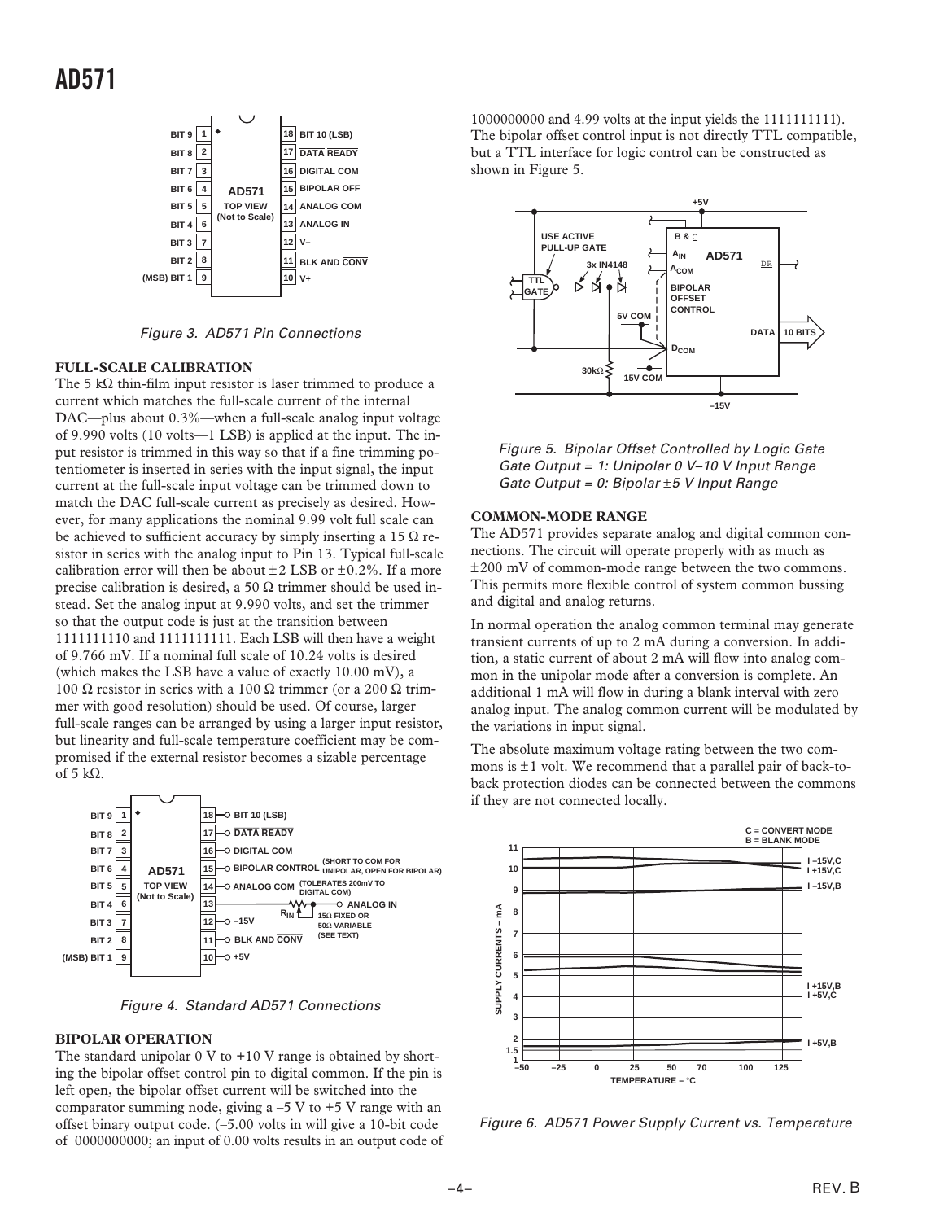Figure 3. AD571 Pin Connections

### FULL-SCALE CALIBRATION

The 5 kΩ thin-film input resistor is laser trimmed to produce a current which matches the full-scale current of the internal DAC—plus about 0.3%—when a full-scale analog input voltage of 9.990 volts (10 volts—1 LSB) is applied at the input. The input resistor is trimmed in this way so that if a fine trimming potentiometer is inserted in series with the input signal, the input current at the full-scale input voltage can be trimmed down to match the DAC full-scale current as precisely as desired. However, for many applications the nominal 9.99 volt full scale can be achieved to sufficient accuracy by simply inserting a 15 Ω resistor in series with the analog input to Pin 13. Typical full-scale calibration error will then be about ±2 LSB or ±0.2%. If a more precise calibration is desired, a 50 Ω trimmer should be used instead. Set the analog input at 9.990 volts, and set the trimmer so that the output code is just at the transition between 1111111110 and 1111111111. Each LSB will then have a weight of 9.766 mV. If a nominal full scale of 10.24 volts is desired (which makes the LSB have a value of exactly 10.00 mV), a 100 Ω resistor in series with a 100 Ω trimmer (or a 200 Ω trimmer with good resolution) should be used. Of course, larger full-scale ranges can be arranged by using a larger input resistor, but linearity and full-scale temperature coefficient may be compromised if the external resistor becomes a sizable percentage of 5 kΩ.

Figure 4. Standard AD571 Connections

### BIPOLAR OPERATION

The standard unipolar 0 V to +10 V range is obtained by shorting the bipolar offset control pin to digital common. If the pin is left open, the bipolar offset current will be switched into the comparator summing node, giving a –5 V to +5 V range with an offset binary output code. (–5.00 volts in will give a 10-bit code of 0000000000; an input of 0.00 volts results in an output code of 1000000000 and 4.99 volts at the input yields the 1111111111). The bipolar offset control input is not directly TTL compatible, but a TTL interface for logic control can be constructed as shown in Figure 5.

Figure 5. Bipolar Offset Controlled by Logic Gate
Gate Output = 1: Unipolar 0 V–10 V Input Range
Gate Output = 0: Bipolar ±5 V Input Range

### COMMON-MODE RANGE

The AD571 provides separate analog and digital common connections. The circuit will operate properly with as much as ±200 mV of common-mode range between the two commons. This permits more flexible control of system common bussing and digital and analog returns.

In normal operation the analog common terminal may generate transient currents of up to 2 mA during a conversion. In addition, a static current of about 2 mA will flow into analog common in the unipolar mode after a conversion is complete. An additional 1 mA will flow in during a blank interval with zero analog input. The analog common current will be modulated by the variations in input signal.

The absolute maximum voltage rating between the two commons is ±1 volt. We recommend that a parallel pair of back-to-back protection diodes can be connected between the commons if they are not connected locally.

Figure 6. AD571 Power Supply Current vs. Temperature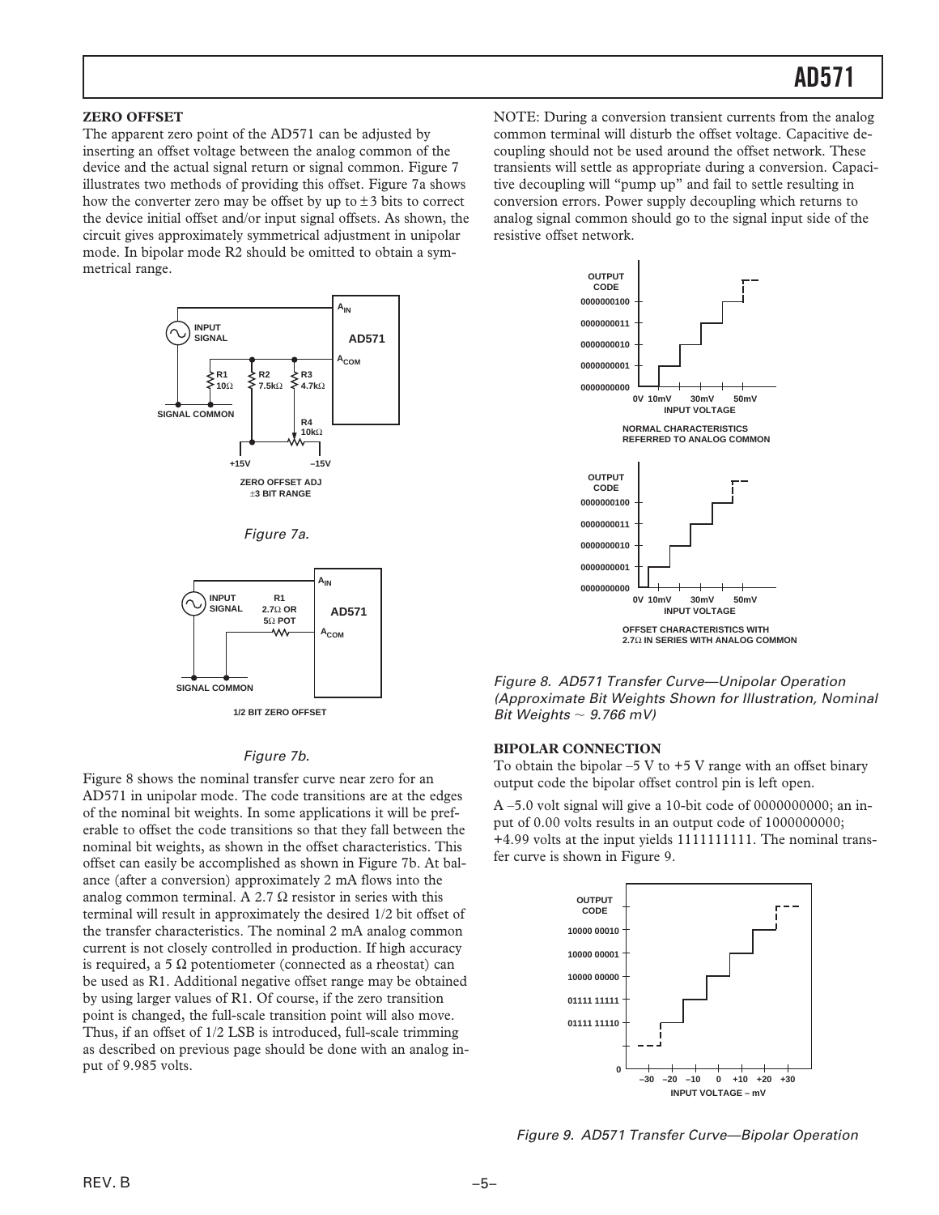## ZERO OFFSET

The apparent zero point of the AD571 can be adjusted by inserting an offset voltage between the analog common of the device and the actual signal return or signal common. Figure 7 illustrates two methods of providing this offset. Figure 7a shows how the converter zero may be offset by up to ±3 bits to correct the device initial offset and/or input signal offsets. As shown, the circuit gives approximately symmetrical adjustment in unipolar mode. In bipolar mode R2 should be omitted to obtain a symmetrical range.

*Figure 7a.*

*Figure 7b.*

Figure 8 shows the nominal transfer curve near zero for an AD571 in unipolar mode. The code transitions are at the edges of the nominal bit weights. In some applications it will be preferable to offset the code transitions so that they fall between the nominal bit weights, as shown in the offset characteristics. This offset can easily be accomplished as shown in Figure 7b. At balance (after a conversion) approximately 2 mA flows into the analog common terminal. A 2.7 Ω resistor in series with this terminal will result in approximately the desired 1/2 bit offset of the transfer characteristics. The nominal 2 mA analog common current is not closely controlled in production. If high accuracy is required, a 5 Ω potentiometer (connected as a rheostat) can be used as R1. Additional negative offset range may be obtained by using larger values of R1. Of course, if the zero transition point is changed, the full-scale transition point will also move. Thus, if an offset of 1/2 LSB is introduced, full-scale trimming as described on previous page should be done with an analog input of 9.985 volts.

NOTE: During a conversion transient currents from the analog common terminal will disturb the offset voltage. Capacitive decoupling should not be used around the offset network. These transients will settle as appropriate during a conversion. Capacitive decoupling will "pump up" and fail to settle resulting in conversion errors. Power supply decoupling which returns to analog signal common should go to the signal input side of the resistive offset network.

*Figure 8. AD571 Transfer Curve—Unipolar Operation (Approximate Bit Weights Shown for Illustration, Nominal Bit Weights ~ 9.766 mV)*

## BIPOLAR CONNECTION

To obtain the bipolar –5 V to +5 V range with an offset binary output code the bipolar offset control pin is left open.

A –5.0 volt signal will give a 10-bit code of 0000000000; an input of 0.00 volts results in an output code of 1000000000; +4.99 volts at the input yields 1111111111. The nominal transfer curve is shown in Figure 9.

*Figure 9. AD571 Transfer Curve—Bipolar Operation*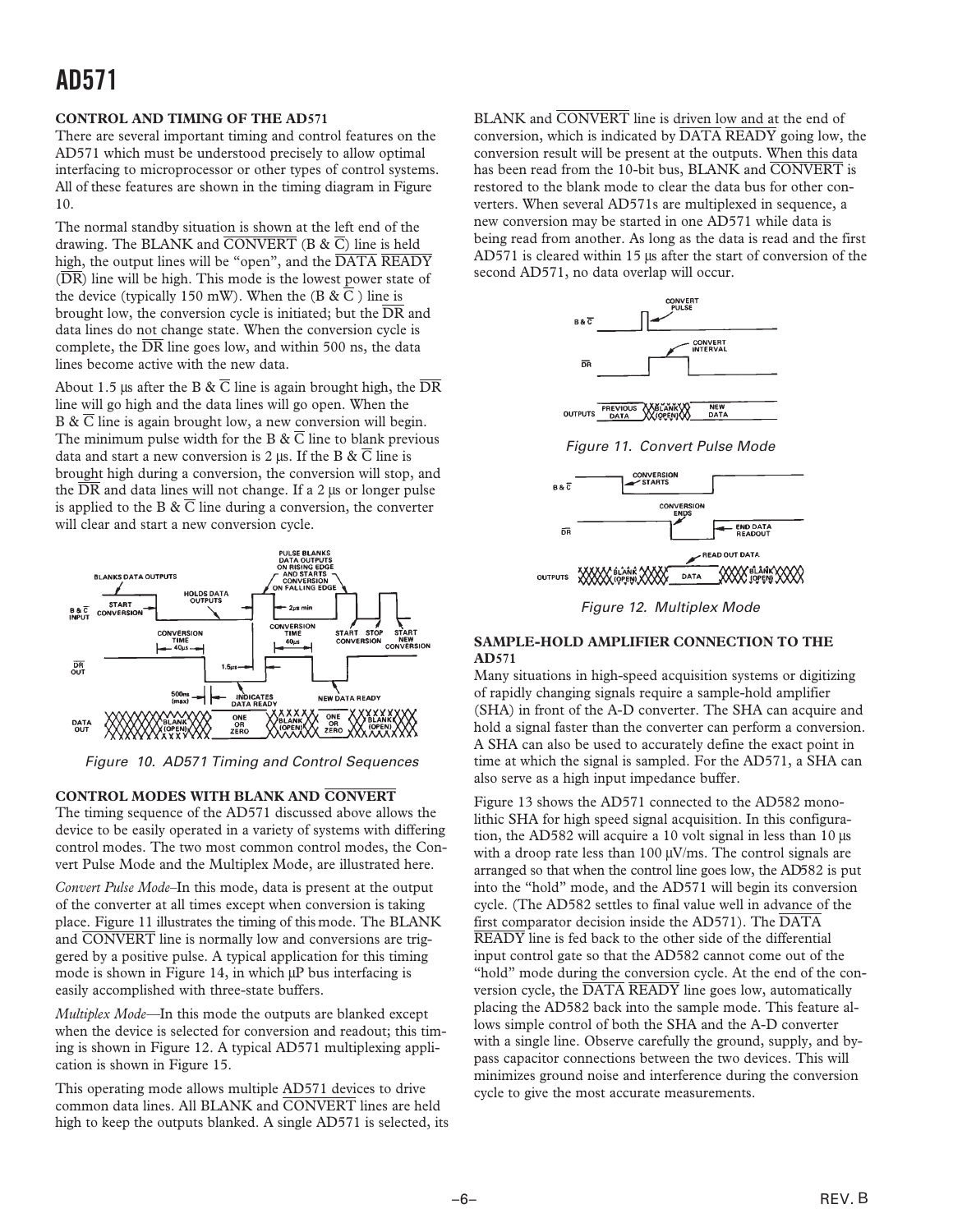## CONTROL AND TIMING OF THE AD571

There are several important timing and control features on the AD571 which must be understood precisely to allow optimal interfacing to microprocessor or other types of control systems. All of these features are shown in the timing diagram in Figure 10.

The normal standby situation is shown at the left end of the drawing. The BLANK and $\overline{\text{CONVERT}}$ (B & $\overline{\text{C}}$) line is held high, the output lines will be "open", and the $\overline{\text{DATA READY}}$ ($\overline{\text{DR}}$) line will be high. This mode is the lowest power state of the device (typically 150 mW). When the (B & $\overline{\text{C}}$ ) line is brought low, the conversion cycle is initiated; but the $\overline{\text{DR}}$ and data lines do not change state. When the conversion cycle is complete, the $\overline{\text{DR}}$ line goes low, and within 500 ns, the data lines become active with the new data.

About 1.5 µs after the B & $\overline{\text{C}}$ line is again brought high, the $\overline{\text{DR}}$ line will go high and the data lines will go open. When the B & $\overline{\text{C}}$ line is again brought low, a new conversion will begin. The minimum pulse width for the B & $\overline{\text{C}}$ line to blank previous data and start a new conversion is 2 µs. If the B & $\overline{\text{C}}$ line is brought high during a conversion, the conversion will stop, and the $\overline{\text{DR}}$ and data lines will not change. If a 2 µs or longer pulse is applied to the B & $\overline{\text{C}}$ line during a conversion, the converter will clear and start a new conversion cycle.

Figure 10. AD571 Timing and Control Sequences

## CONTROL MODES WITH BLANK AND $\overline{\text{CONVERT}}$

The timing sequence of the AD571 discussed above allows the device to be easily operated in a variety of systems with differing control modes. The two most common control modes, the Convert Pulse Mode and the Multiplex Mode, are illustrated here.

*Convert Pulse Mode*–In this mode, data is present at the output of the converter at all times except when conversion is taking place. Figure 11 illustrates the timing of this mode. The BLANK and $\overline{\text{CONVERT}}$ line is normally low and conversions are triggered by a positive pulse. A typical application for this timing mode is shown in Figure 14, in which µP bus interfacing is easily accomplished with three-state buffers.

*Multiplex Mode*—In this mode the outputs are blanked except when the device is selected for conversion and readout; this timing is shown in Figure 12. A typical AD571 multiplexing application is shown in Figure 15.

This operating mode allows multiple AD571 devices to drive common data lines. All BLANK and $\overline{\text{CONVERT}}$ lines are held high to keep the outputs blanked. A single AD571 is selected, its BLANK and $\overline{\text{CONVERT}}$ line is driven low and at the end of conversion, which is indicated by $\overline{\text{DATA READY}}$ going low, the conversion result will be present at the outputs. When this data has been read from the 10-bit bus, BLANK and $\overline{\text{CONVERT}}$ is restored to the blank mode to clear the data bus for other converters. When several AD571s are multiplexed in sequence, a new conversion may be started in one AD571 while data is being read from another. As long as the data is read and the first AD571 is cleared within 15 µs after the start of conversion of the second AD571, no data overlap will occur.

Figure 11. Convert Pulse Mode

Figure 12. Multiplex Mode

## SAMPLE-HOLD AMPLIFIER CONNECTION TO THE AD571

Many situations in high-speed acquisition systems or digitizing of rapidly changing signals require a sample-hold amplifier (SHA) in front of the A-D converter. The SHA can acquire and hold a signal faster than the converter can perform a conversion. A SHA can also be used to accurately define the exact point in time at which the signal is sampled. For the AD571, a SHA can also serve as a high input impedance buffer.

Figure 13 shows the AD571 connected to the AD582 monolithic SHA for high speed signal acquisition. In this configuration, the AD582 will acquire a 10 volt signal in less than 10 µs with a droop rate less than 100 µV/ms. The control signals are arranged so that when the control line goes low, the AD582 is put into the "hold" mode, and the AD571 will begin its conversion cycle. (The AD582 settles to final value well in advance of the first comparator decision inside the AD571). The $\overline{\text{DATA READY}}$ line is fed back to the other side of the differential input control gate so that the AD582 cannot come out of the "hold" mode during the conversion cycle. At the end of the conversion cycle, the $\overline{\text{DATA READY}}$ line goes low, automatically placing the AD582 back into the sample mode. This feature allows simple control of both the SHA and the A-D converter with a single line. Observe carefully the ground, supply, and bypass capacitor connections between the two devices. This will minimizes ground noise and interference during the conversion cycle to give the most accurate measurements.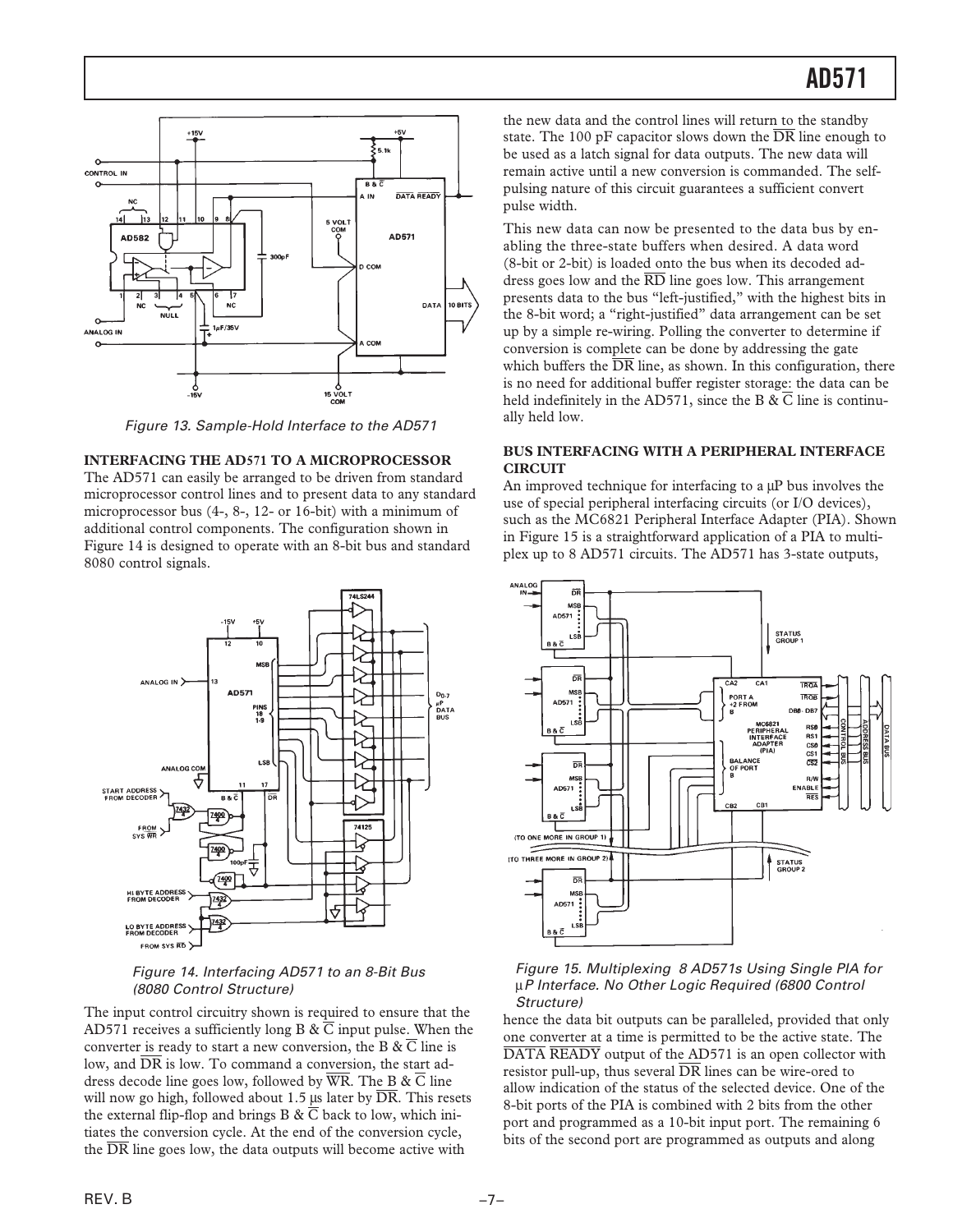Figure 13. Sample-Hold Interface to the AD571

**INTERFACING THE AD571 TO A MICROPROCESSOR**

The AD571 can easily be arranged to be driven from standard microprocessor control lines and to present data to any standard microprocessor bus (4-, 8-, 12- or 16-bit) with a minimum of additional control components. The configuration shown in Figure 14 is designed to operate with an 8-bit bus and standard 8080 control signals.

Figure 14. Interfacing AD571 to an 8-Bit Bus (8080 Control Structure)

The input control circuitry shown is required to ensure that the AD571 receives a sufficiently long B & $\overline{C}$ input pulse. When the converter is ready to start a new conversion, the B & $\overline{C}$ line is low, and $\overline{DR}$ is low. To command a conversion, the start address decode line goes low, followed by $\overline{WR}$. The B & $\overline{C}$ line will now go high, followed about 1.5 µs later by $\overline{DR}$. This resets the external flip-flop and brings B & $\overline{C}$ back to low, which initiates the conversion cycle. At the end of the conversion cycle, the $\overline{DR}$ line goes low, the data outputs will become active with the new data and the control lines will return to the standby state. The 100 pF capacitor slows down the $\overline{DR}$ line enough to be used as a latch signal for data outputs. The new data will remain active until a new conversion is commanded. The self-pulsing nature of this circuit guarantees a sufficient convert pulse width.

This new data can now be presented to the data bus by enabling the three-state buffers when desired. A data word (8-bit or 2-bit) is loaded onto the bus when its decoded address goes low and the $\overline{RD}$ line goes low. This arrangement presents data to the bus "left-justified," with the highest bits in the 8-bit word; a "right-justified" data arrangement can be set up by a simple re-wiring. Polling the converter to determine if conversion is complete can be done by addressing the gate which buffers the $\overline{DR}$ line, as shown. In this configuration, there is no need for additional buffer register storage: the data can be held indefinitely in the AD571, since the B & $\overline{C}$ line is continually held low.

**BUS INTERFACING WITH A PERIPHERAL INTERFACE CIRCUIT**

An improved technique for interfacing to a µP bus involves the use of special peripheral interfacing circuits (or I/O devices), such as the MC6821 Peripheral Interface Adapter (PIA). Shown in Figure 15 is a straightforward application of a PIA to multiplex up to 8 AD571 circuits. The AD571 has 3-state outputs, hence the data bit outputs can be paralleled, provided that only one converter at a time is permitted to be the active state. The $\overline{\text{DATA READY}}$ output of the AD571 is an open collector with resistor pull-up, thus several $\overline{DR}$ lines can be wire-ored to allow indication of the status of the selected device. One of the 8-bit ports of the PIA is combined with 2 bits from the other port and programmed as a 10-bit input port. The remaining 6 bits of the second port are programmed as outputs and along

Figure 15. Multiplexing 8 AD571s Using Single PIA for µP Interface. No Other Logic Required (6800 Control Structure)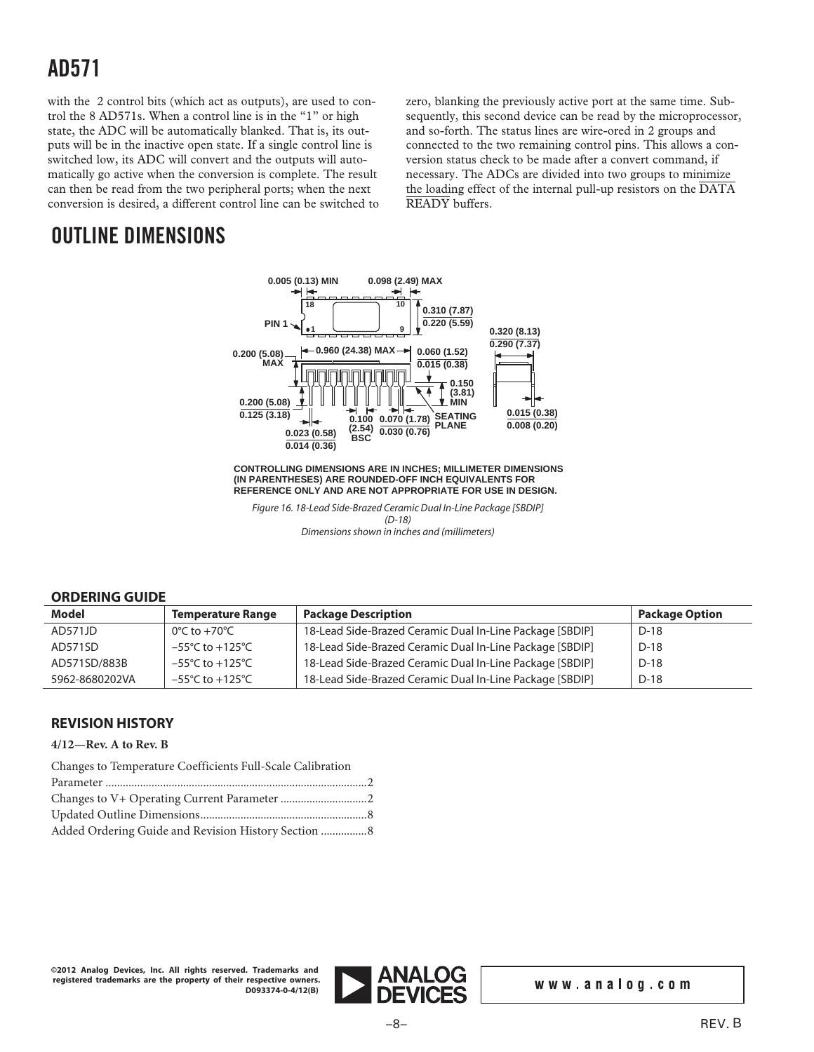with the 2 control bits (which act as outputs), are used to control the 8 AD571s. When a control line is in the "1" or high state, the ADC will be automatically blanked. That is, its outputs will be in the inactive open state. If a single control line is switched low, its ADC will convert and the outputs will automatically go active when the conversion is complete. The result can then be read from the two peripheral ports; when the next conversion is desired, a different control line can be switched to zero, blanking the previously active port at the same time. Subsequently, this second device can be read by the microprocessor, and so-forth. The status lines are wire-ored in 2 groups and connected to the two remaining control pins. This allows a conversion status check to be made after a convert command, if necessary. The ADCs are divided into two groups to minimize the loading effect of the internal pull-up resistors on the $\overline{\text{DATA READY}}$ buffers.

# OUTLINE DIMENSIONS

0.005 (0.13) MIN
0.098 (2.49) MAX
18
10
PIN 1
1
9
0.310 (7.87)
0.220 (5.59)
0.320 (8.13)
0.290 (7.37)
0.200 (5.08) MAX
0.960 (24.38) MAX
0.060 (1.52)
0.015 (0.38)
0.150 (3.81) MIN
0.200 (5.08)
0.125 (3.18)
0.023 (0.58)
0.014 (0.36)
0.100 (2.54) BSC
0.070 (1.78)
0.030 (0.76)
SEATING PLANE
0.015 (0.38)
0.008 (0.20)

CONTROLLING DIMENSIONS ARE IN INCHES; MILLIMETER DIMENSIONS (IN PARENTHESES) ARE ROUNDED-OFF INCH EQUIVALENTS FOR REFERENCE ONLY AND ARE NOT APPROPRIATE FOR USE IN DESIGN.

*Figure 16. 18-Lead Side-Brazed Ceramic Dual In-Line Package [SBDIP] (D-18) Dimensions shown in inches and (millimeters)*

## ORDERING GUIDE

| Model | Temperature Range | Package Description | Package Option |
|---|---|---|---|
| AD571JD | 0°C to +70°C | 18-Lead Side-Brazed Ceramic Dual In-Line Package [SBDIP] | D-18 |
| AD571SD | −55°C to +125°C | 18-Lead Side-Brazed Ceramic Dual In-Line Package [SBDIP] | D-18 |
| AD571SD/883B | −55°C to +125°C | 18-Lead Side-Brazed Ceramic Dual In-Line Package [SBDIP] | D-18 |
| 5962-8680202VA | −55°C to +125°C | 18-Lead Side-Brazed Ceramic Dual In-Line Package [SBDIP] | D-18 |

## REVISION HISTORY

**4/12—Rev. A to Rev. B**

Changes to Temperature Coefficients Full-Scale Calibration Parameter ........................................ 2
Changes to V+ Operating Current Parameter ........................ 2
Updated Outline Dimensions........................................ 8
Added Ordering Guide and Revision History Section ................ 8

©2012 Analog Devices, Inc. All rights reserved. Trademarks and registered trademarks are the property of their respective owners. D093374-0-4/12(B)

www.analog.com